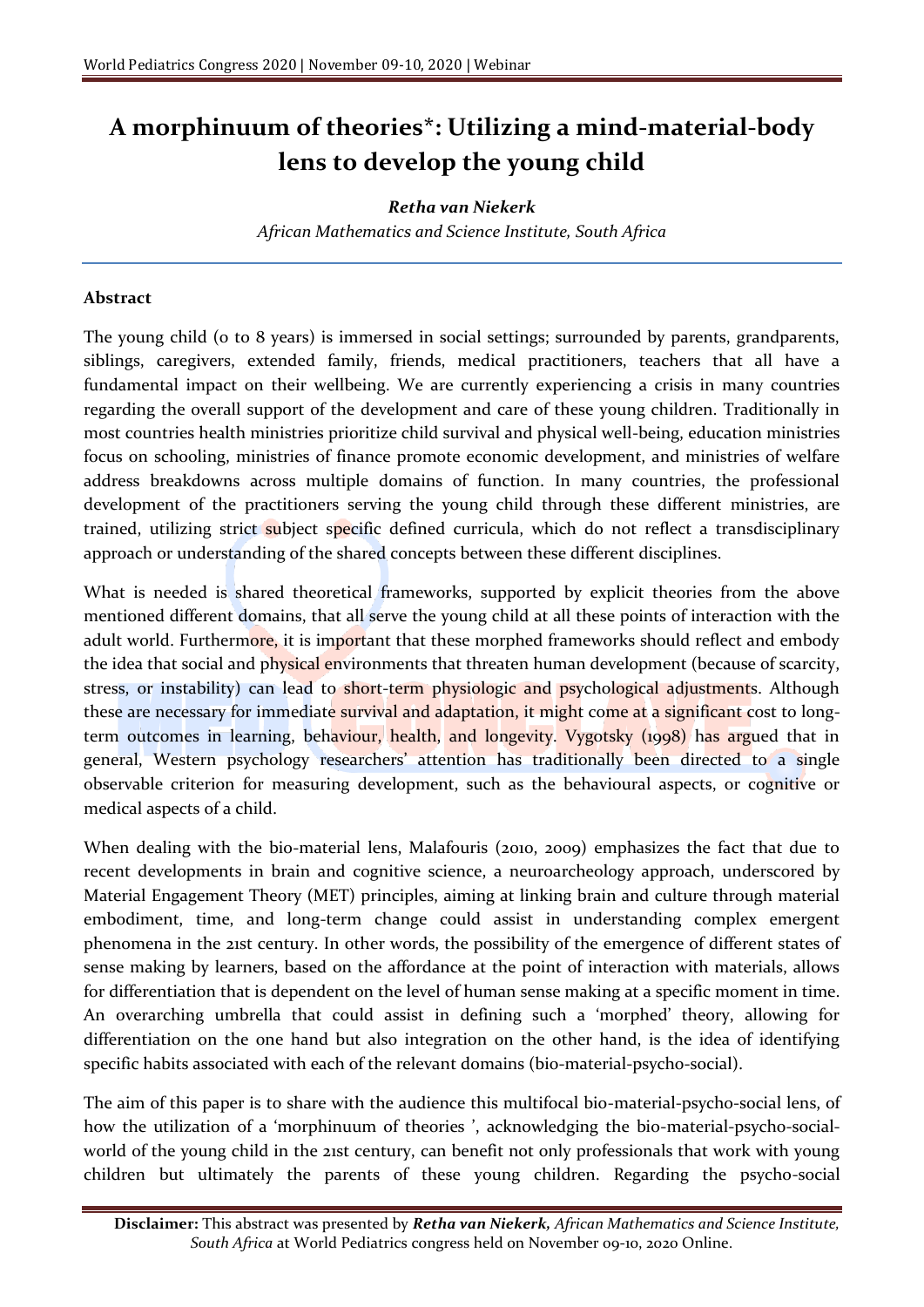# A morphinuum of theories*: Utilizing a mind-material-body lens to develop the young child

***Retha van Niekerk***

*African Mathematics and Science Institute, South Africa*

## Abstract

The young child (0 to 8 years) is immersed in social settings; surrounded by parents, grandparents, siblings, caregivers, extended family, friends, medical practitioners, teachers that all have a fundamental impact on their wellbeing. We are currently experiencing a crisis in many countries regarding the overall support of the development and care of these young children. Traditionally in most countries health ministries prioritize child survival and physical well-being, education ministries focus on schooling, ministries of finance promote economic development, and ministries of welfare address breakdowns across multiple domains of function. In many countries, the professional development of the practitioners serving the young child through these different ministries, are trained, utilizing strict subject specific defined curricula, which do not reflect a transdisciplinary approach or understanding of the shared concepts between these different disciplines.

What is needed is shared theoretical frameworks, supported by explicit theories from the above mentioned different domains, that all serve the young child at all these points of interaction with the adult world. Furthermore, it is important that these morphed frameworks should reflect and embody the idea that social and physical environments that threaten human development (because of scarcity, stress, or instability) can lead to short-term physiologic and psychological adjustments. Although these are necessary for immediate survival and adaptation, it might come at a significant cost to long-term outcomes in learning, behaviour, health, and longevity. Vygotsky (1998) has argued that in general, Western psychology researchers' attention has traditionally been directed to a single observable criterion for measuring development, such as the behavioural aspects, or cognitive or medical aspects of a child.

When dealing with the bio-material lens, Malafouris (2010, 2009) emphasizes the fact that due to recent developments in brain and cognitive science, a neuroarcheology approach, underscored by Material Engagement Theory (MET) principles, aiming at linking brain and culture through material embodiment, time, and long-term change could assist in understanding complex emergent phenomena in the 21st century. In other words, the possibility of the emergence of different states of sense making by learners, based on the affordance at the point of interaction with materials, allows for differentiation that is dependent on the level of human sense making at a specific moment in time. An overarching umbrella that could assist in defining such a 'morphed' theory, allowing for differentiation on the one hand but also integration on the other hand, is the idea of identifying specific habits associated with each of the relevant domains (bio-material-psycho-social).

The aim of this paper is to share with the audience this multifocal bio-material-psycho-social lens, of how the utilization of a 'morphinuum of theories ', acknowledging the bio-material-psycho-social-world of the young child in the 21st century, can benefit not only professionals that work with young children but ultimately the parents of these young children. Regarding the psycho-social

**Disclaimer:** This abstract was presented by ***Retha van Niekerk,*** *African Mathematics and Science Institute, South Africa* at World Pediatrics congress held on November 09-10, 2020 Online.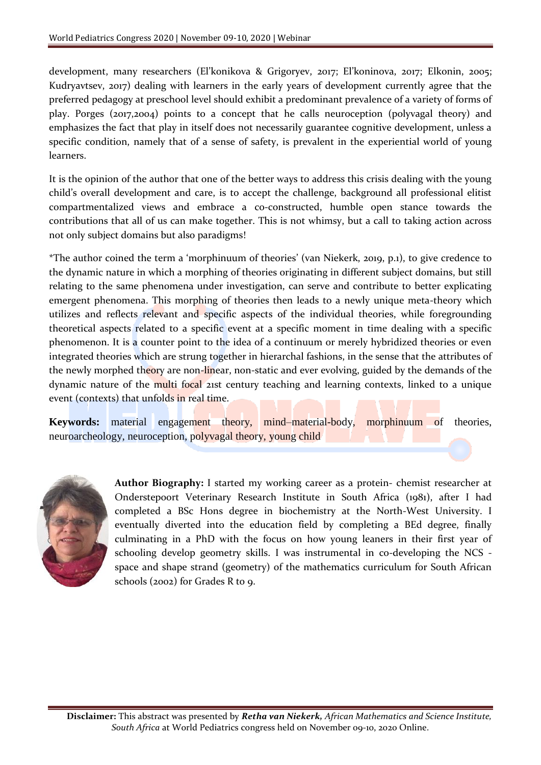development, many researchers (El'konikova & Grigoryev, 2017; El'koninova, 2017; Elkonin, 2005; Kudryavtsev, 2017) dealing with learners in the early years of development currently agree that the preferred pedagogy at preschool level should exhibit a predominant prevalence of a variety of forms of play. Porges (2017,2004) points to a concept that he calls neuroception (polyvagal theory) and emphasizes the fact that play in itself does not necessarily guarantee cognitive development, unless a specific condition, namely that of a sense of safety, is prevalent in the experiential world of young learners.

It is the opinion of the author that one of the better ways to address this crisis dealing with the young child's overall development and care, is to accept the challenge, background all professional elitist compartmentalized views and embrace a co-constructed, humble open stance towards the contributions that all of us can make together. This is not whimsy, but a call to taking action across not only subject domains but also paradigms!

*The author coined the term a 'morphinuum of theories' (van Niekerk, 2019, p.1), to give credence to the dynamic nature in which a morphing of theories originating in different subject domains, but still relating to the same phenomena under investigation, can serve and contribute to better explicating emergent phenomena. This morphing of theories then leads to a newly unique meta-theory which utilizes and reflects relevant and specific aspects of the individual theories, while foregrounding theoretical aspects related to a specific event at a specific moment in time dealing with a specific phenomenon. It is a counter point to the idea of a continuum or merely hybridized theories or even integrated theories which are strung together in hierarchal fashions, in the sense that the attributes of the newly morphed theory are non-linear, non-static and ever evolving, guided by the demands of the dynamic nature of the multi focal 21st century teaching and learning contexts, linked to a unique event (contexts) that unfolds in real time.

**Keywords:** material engagement theory, mind–material-body, morphinuum of theories, neuroarcheology, neuroception, polyvagal theory, young child

**Author Biography:** I started my working career as a protein- chemist researcher at Onderstepoort Veterinary Research Institute in South Africa (1981), after I had completed a BSc Hons degree in biochemistry at the North-West University. I eventually diverted into the education field by completing a BEd degree, finally culminating in a PhD with the focus on how young leaners in their first year of schooling develop geometry skills. I was instrumental in co-developing the NCS - space and shape strand (geometry) of the mathematics curriculum for South African schools (2002) for Grades R to 9.

**Disclaimer:** This abstract was presented by ***Retha van Niekerk,*** *African Mathematics and Science Institute, South Africa* at World Pediatrics congress held on November 09-10, 2020 Online.